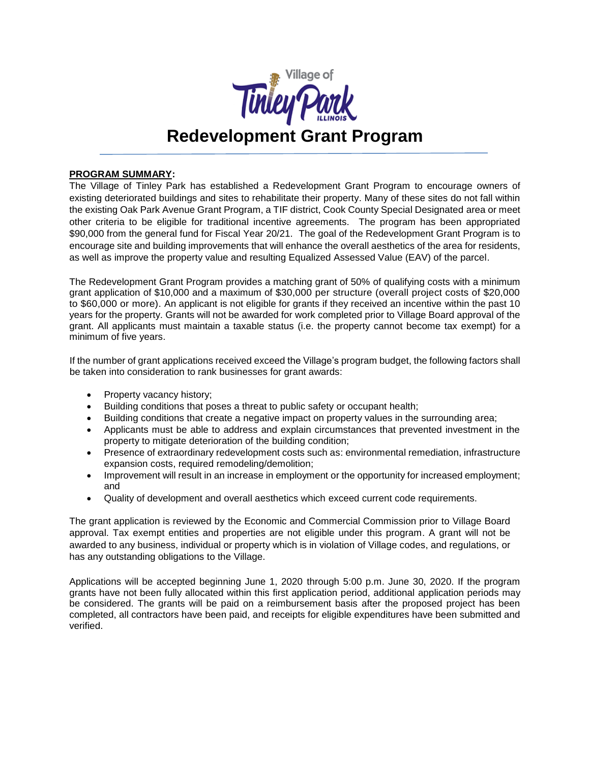Village of Tinley Park ILLINOIS

# Redevelopment Grant Program

**PROGRAM SUMMARY:**

The Village of Tinley Park has established a Redevelopment Grant Program to encourage owners of existing deteriorated buildings and sites to rehabilitate their property. Many of these sites do not fall within the existing Oak Park Avenue Grant Program, a TIF district, Cook County Special Designated area or meet other criteria to be eligible for traditional incentive agreements. The program has been appropriated $90,000 from the general fund for Fiscal Year 20/21. The goal of the Redevelopment Grant Program is to encourage site and building improvements that will enhance the overall aesthetics of the area for residents, as well as improve the property value and resulting Equalized Assessed Value (EAV) of the parcel.

The Redevelopment Grant Program provides a matching grant of 50% of qualifying costs with a minimum grant application of $10,000 and a maximum of $30,000 per structure (overall project costs of $20,000 to $60,000 or more). An applicant is not eligible for grants if they received an incentive within the past 10 years for the property. Grants will not be awarded for work completed prior to Village Board approval of the grant. All applicants must maintain a taxable status (i.e. the property cannot become tax exempt) for a minimum of five years.

If the number of grant applications received exceed the Village's program budget, the following factors shall be taken into consideration to rank businesses for grant awards:

- Property vacancy history;
- Building conditions that poses a threat to public safety or occupant health;
- Building conditions that create a negative impact on property values in the surrounding area;
- Applicants must be able to address and explain circumstances that prevented investment in the property to mitigate deterioration of the building condition;
- Presence of extraordinary redevelopment costs such as: environmental remediation, infrastructure expansion costs, required remodeling/demolition;
- Improvement will result in an increase in employment or the opportunity for increased employment; and
- Quality of development and overall aesthetics which exceed current code requirements.

The grant application is reviewed by the Economic and Commercial Commission prior to Village Board approval. Tax exempt entities and properties are not eligible under this program. A grant will not be awarded to any business, individual or property which is in violation of Village codes, and regulations, or has any outstanding obligations to the Village.

Applications will be accepted beginning June 1, 2020 through 5:00 p.m. June 30, 2020. If the program grants have not been fully allocated within this first application period, additional application periods may be considered. The grants will be paid on a reimbursement basis after the proposed project has been completed, all contractors have been paid, and receipts for eligible expenditures have been submitted and verified.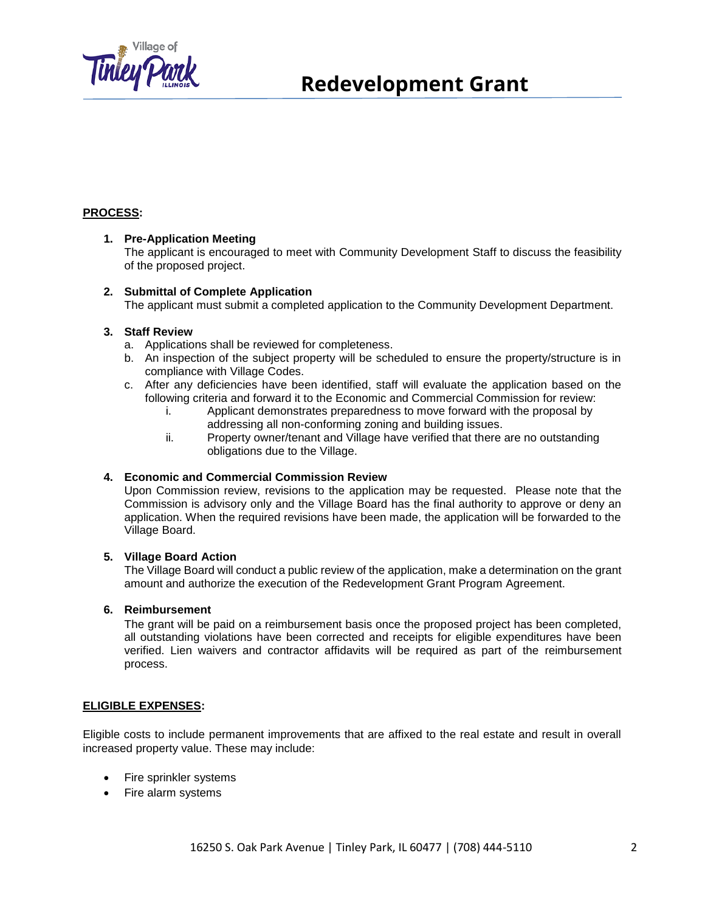**PROCESS:**

1. **Pre-Application Meeting**
   The applicant is encouraged to meet with Community Development Staff to discuss the feasibility of the proposed project.

2. **Submittal of Complete Application**
   The applicant must submit a completed application to the Community Development Department.

3. **Staff Review**
   a. Applications shall be reviewed for completeness.
   b. An inspection of the subject property will be scheduled to ensure the property/structure is in compliance with Village Codes.
   c. After any deficiencies have been identified, staff will evaluate the application based on the following criteria and forward it to the Economic and Commercial Commission for review:
      i. Applicant demonstrates preparedness to move forward with the proposal by addressing all non-conforming zoning and building issues.
      ii. Property owner/tenant and Village have verified that there are no outstanding obligations due to the Village.

4. **Economic and Commercial Commission Review**
   Upon Commission review, revisions to the application may be requested. Please note that the Commission is advisory only and the Village Board has the final authority to approve or deny an application. When the required revisions have been made, the application will be forwarded to the Village Board.

5. **Village Board Action**
   The Village Board will conduct a public review of the application, make a determination on the grant amount and authorize the execution of the Redevelopment Grant Program Agreement.

6. **Reimbursement**
   The grant will be paid on a reimbursement basis once the proposed project has been completed, all outstanding violations have been corrected and receipts for eligible expenditures have been verified. Lien waivers and contractor affidavits will be required as part of the reimbursement process.

**ELIGIBLE EXPENSES:**

Eligible costs to include permanent improvements that are affixed to the real estate and result in overall increased property value. These may include:

- Fire sprinkler systems
- Fire alarm systems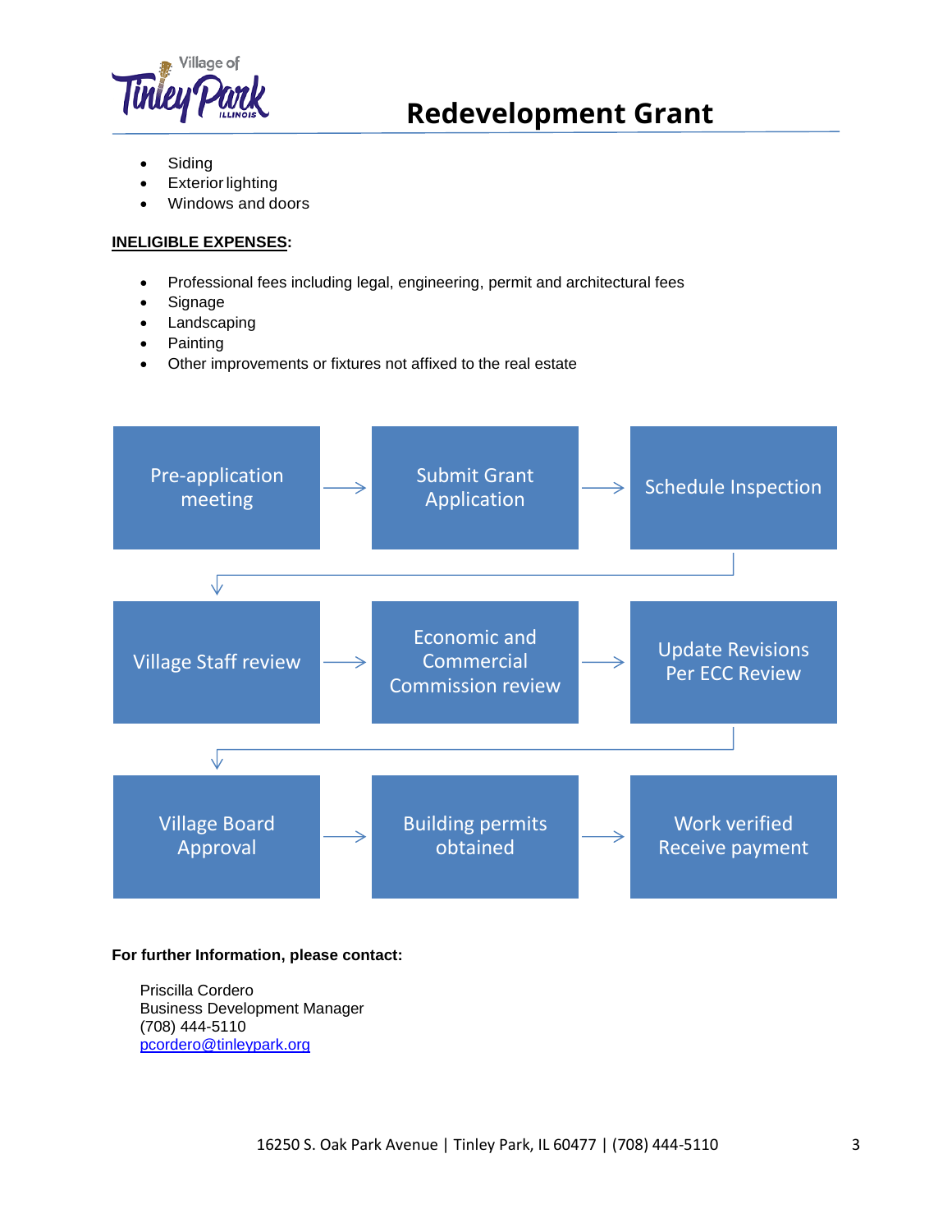- Siding
- Exterior lighting
- Windows and doors

**INELIGIBLE EXPENSES:**

- Professional fees including legal, engineering, permit and architectural fees
- Signage
- Landscaping
- Painting
- Other improvements or fixtures not affixed to the real estate

Pre-application meeting → Submit Grant Application → Schedule Inspection

→ Village Staff review → Economic and Commercial Commission review → Update Revisions Per ECC Review

→ Village Board Approval → Building permits obtained → Work verified Receive payment

**For further Information, please contact:**

Priscilla Cordero
Business Development Manager
(708) 444-5110
pcordero@tinleypark.org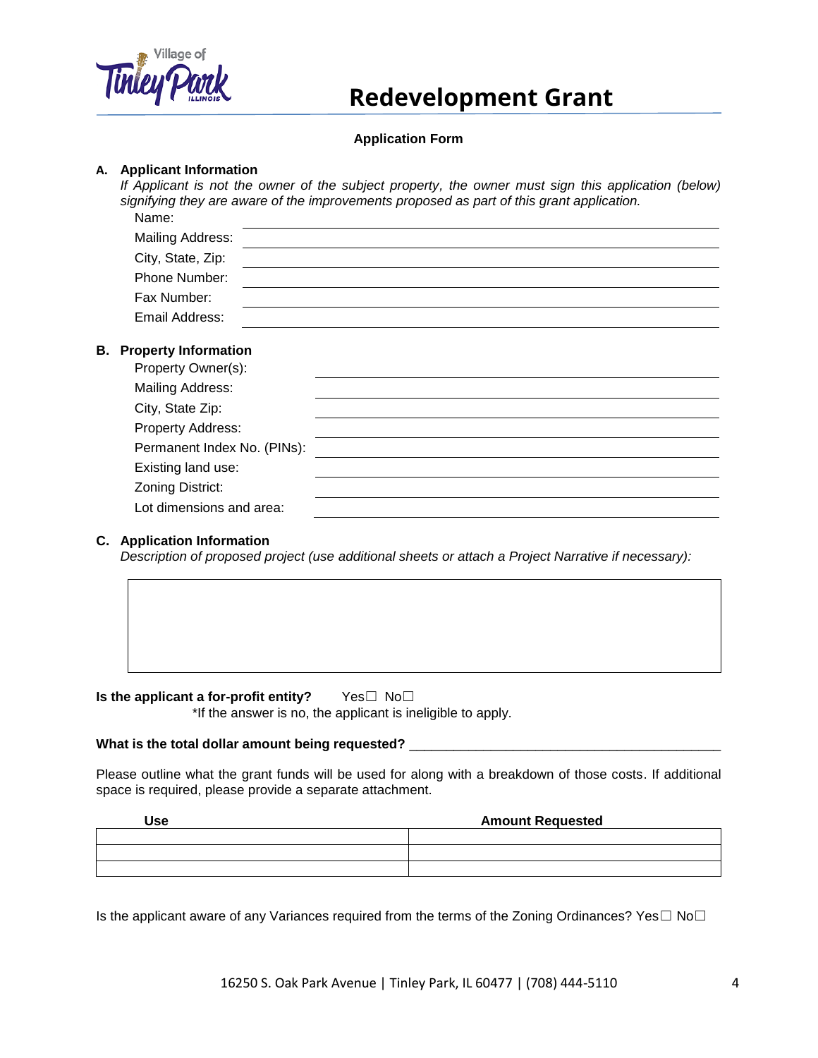# Redevelopment Grant

**Application Form**

**A. Applicant Information**

*If Applicant is not the owner of the subject property, the owner must sign this application (below) signifying they are aware of the improvements proposed as part of this grant application.*

Name: ______________________________

Mailing Address: ______________________________

City, State, Zip: ______________________________

Phone Number: ______________________________

Fax Number: ______________________________

Email Address: ______________________________

**B. Property Information**

Property Owner(s): ______________________________

Mailing Address: ______________________________

City, State Zip: ______________________________

Property Address: ______________________________

Permanent Index No. (PINs): ______________________________

Existing land use: ______________________________

Zoning District: ______________________________

Lot dimensions and area: ______________________________

**C. Application Information**

*Description of proposed project (use additional sheets or attach a Project Narrative if necessary):*

| |
|---|
| |

**Is the applicant a for-profit entity?** Yes☐ No☐

*If the answer is no, the applicant is ineligible to apply.

**What is the total dollar amount being requested?** ______________________________

Please outline what the grant funds will be used for along with a breakdown of those costs. If additional space is required, please provide a separate attachment.

| Use | Amount Requested |
|---|---|
| | |
| | |
| | |

Is the applicant aware of any Variances required from the terms of the Zoning Ordinances? Yes☐ No☐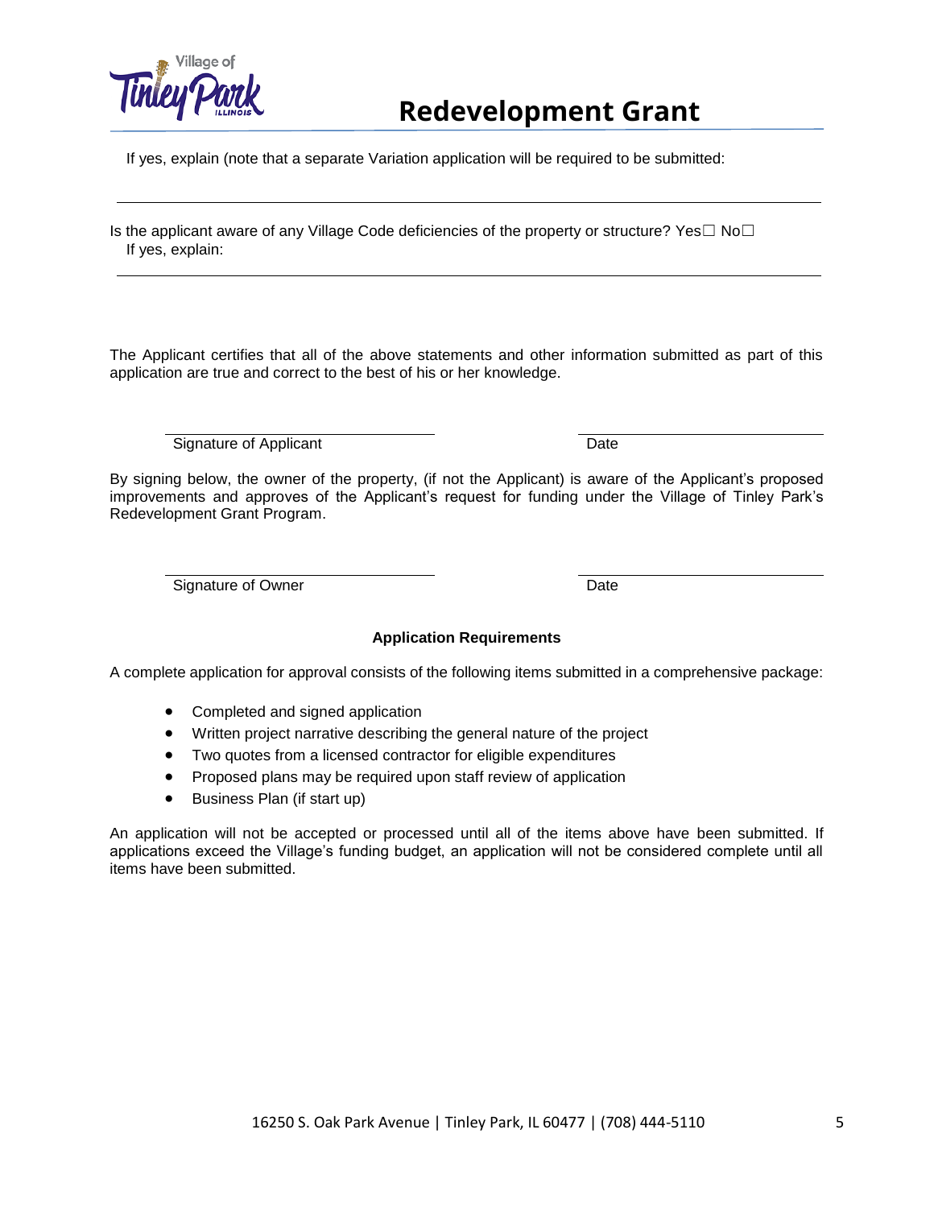If yes, explain (note that a separate Variation application will be required to be submitted:

---

Is the applicant aware of any Village Code deficiencies of the property or structure? Yes☐ No☐
If yes, explain:

---

The Applicant certifies that all of the above statements and other information submitted as part of this application are true and correct to the best of his or her knowledge.

Signature of Applicant ____________________ Date ____________________

By signing below, the owner of the property, (if not the Applicant) is aware of the Applicant's proposed improvements and approves of the Applicant's request for funding under the Village of Tinley Park's Redevelopment Grant Program.

Signature of Owner ____________________ Date ____________________

**Application Requirements**

A complete application for approval consists of the following items submitted in a comprehensive package:

- Completed and signed application
- Written project narrative describing the general nature of the project
- Two quotes from a licensed contractor for eligible expenditures
- Proposed plans may be required upon staff review of application
- Business Plan (if start up)

An application will not be accepted or processed until all of the items above have been submitted. If applications exceed the Village's funding budget, an application will not be considered complete until all items have been submitted.